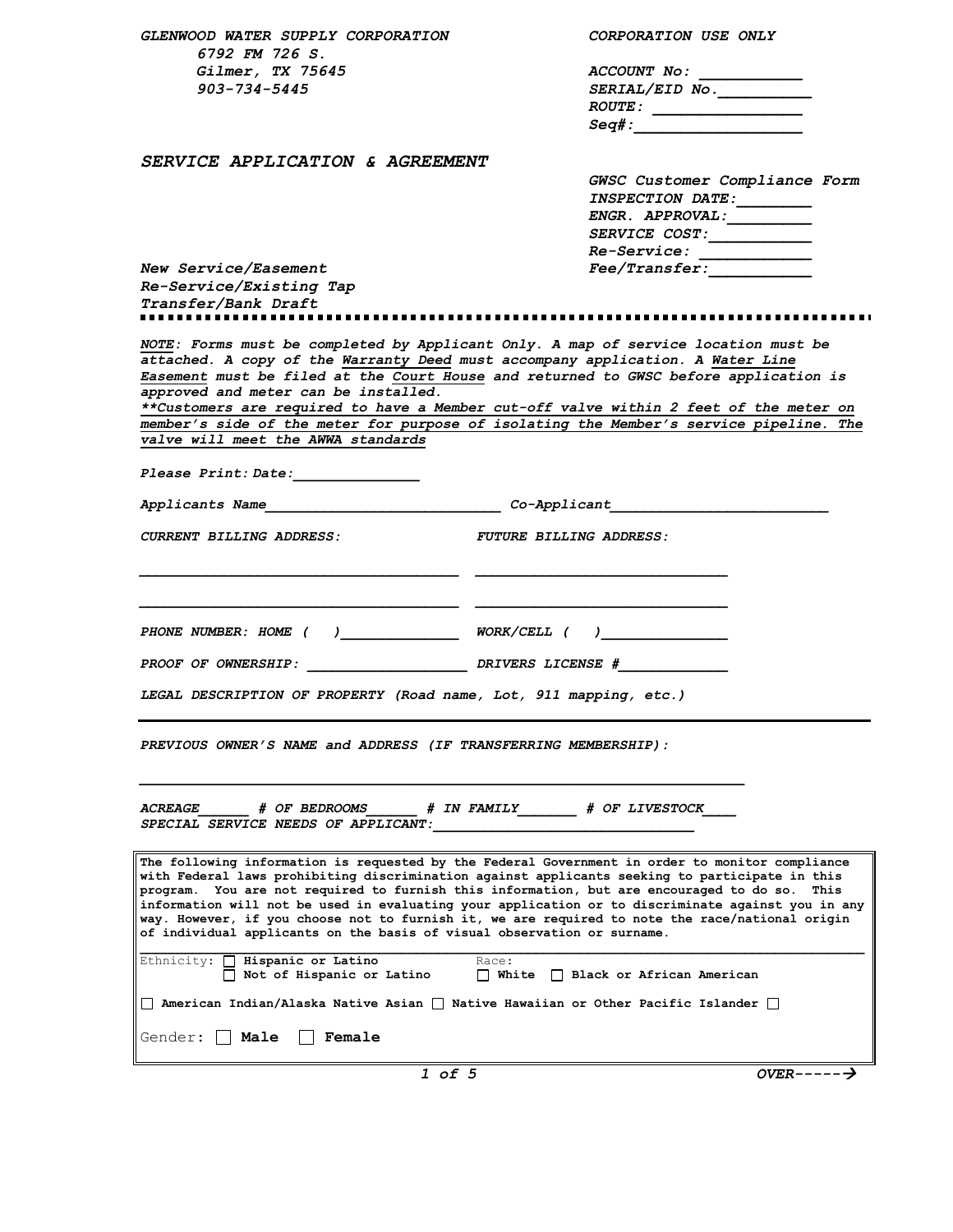**GLENWOOD WATER SUPPLY CORPORATION**
6792 FM 726 S.
Gilmer, TX 75645
903-734-5445

**CORPORATION USE ONLY**

ACCOUNT No: ___________
SERIAL/EID No.__________
ROUTE: ________________
Seq#:_________________

## SERVICE APPLICATION & AGREEMENT

GWSC Customer Compliance Form
INSPECTION DATE:________
ENGR. APPROVAL:_________
SERVICE COST:___________
Re-Service: ____________
Fee/Transfer:___________

New Service/Easement
Re-Service/Existing Tap
Transfer/Bank Draft

---

*NOTE: Forms must be completed by Applicant Only. A map of service location must be attached. A copy of the Warranty Deed must accompany application. A Water Line Easement must be filed at the Court House and returned to GWSC before application is approved and meter can be installed.*
*\*\*Customers are required to have a Member cut-off valve within 2 feet of the meter on member's side of the meter for purpose of isolating the Member's service pipeline. The valve will meet the AWWA standards*

Please Print: Date:______________

Applicants Name___________________________ Co-Applicant_________________________

CURRENT BILLING ADDRESS: FUTURE BILLING ADDRESS:

______________________________________ ______________________________

______________________________________ ______________________________

PHONE NUMBER: HOME ( )______________ WORK/CELL ( )_______________

PROOF OF OWNERSHIP: ___________________ DRIVERS LICENSE #_____________

LEGAL DESCRIPTION OF PROPERTY (Road name, Lot, 911 mapping, etc.)

---

PREVIOUS OWNER'S NAME and ADDRESS (IF TRANSFERRING MEMBERSHIP):

________________________________________________________________________

ACREAGE______ # OF BEDROOMS______ # IN FAMILY_______ # OF LIVESTOCK____
SPECIAL SERVICE NEEDS OF APPLICANT:_______________________________

**The following information is requested by the Federal Government in order to monitor compliance with Federal laws prohibiting discrimination against applicants seeking to participate in this program. You are not required to furnish this information, but are encouraged to do so. This information will not be used in evaluating your application or to discriminate against you in any way. However, if you choose not to furnish it, we are required to note the race/national origin of individual applicants on the basis of visual observation or surname.**

Ethnicity: ☐ **Hispanic or Latino** Race:
☐ **Not of Hispanic or Latino** ☐ **White** ☐ **Black or African American**

☐ **American Indian/Alaska Native Asian** ☐ **Native Hawaiian or Other Pacific Islander** ☐

Gender: ☐ **Male** ☐ **Female**

OVER----->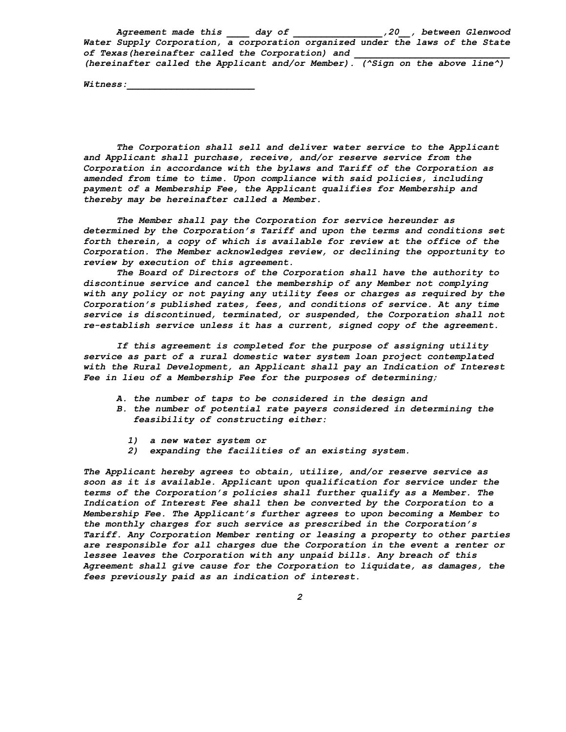*Agreement made this ____ day of ________________,20__, between Glenwood Water Supply Corporation, a corporation organized under the laws of the State of Texas(hereinafter called the Corporation) and __________________________ (hereinafter called the Applicant and/or Member). (^Sign on the above line^)*

*Witness:_______________________*

*The Corporation shall sell and deliver water service to the Applicant and Applicant shall purchase, receive, and/or reserve service from the Corporation in accordance with the bylaws and Tariff of the Corporation as amended from time to time. Upon compliance with said policies, including payment of a Membership Fee, the Applicant qualifies for Membership and thereby may be hereinafter called a Member.*

*The Member shall pay the Corporation for service hereunder as determined by the Corporation's Tariff and upon the terms and conditions set forth therein, a copy of which is available for review at the office of the Corporation. The Member acknowledges review, or declining the opportunity to review by execution of this agreement.*

*The Board of Directors of the Corporation shall have the authority to discontinue service and cancel the membership of any Member not complying with any policy or not paying any utility fees or charges as required by the Corporation's published rates, fees, and conditions of service. At any time service is discontinued, terminated, or suspended, the Corporation shall not re-establish service unless it has a current, signed copy of the agreement.*

*If this agreement is completed for the purpose of assigning utility service as part of a rural domestic water system loan project contemplated with the Rural Development, an Applicant shall pay an Indication of Interest Fee in lieu of a Membership Fee for the purposes of determining;*

*A. the number of taps to be considered in the design and*
*B. the number of potential rate payers considered in determining the feasibility of constructing either:*

*1) a new water system or*
*2) expanding the facilities of an existing system.*

*The Applicant hereby agrees to obtain, utilize, and/or reserve service as soon as it is available. Applicant upon qualification for service under the terms of the Corporation's policies shall further qualify as a Member. The Indication of Interest Fee shall then be converted by the Corporation to a Membership Fee. The Applicant's further agrees to upon becoming a Member to the monthly charges for such service as prescribed in the Corporation's Tariff. Any Corporation Member renting or leasing a property to other parties are responsible for all charges due the Corporation in the event a renter or lessee leaves the Corporation with any unpaid bills. Any breach of this Agreement shall give cause for the Corporation to liquidate, as damages, the fees previously paid as an indication of interest.*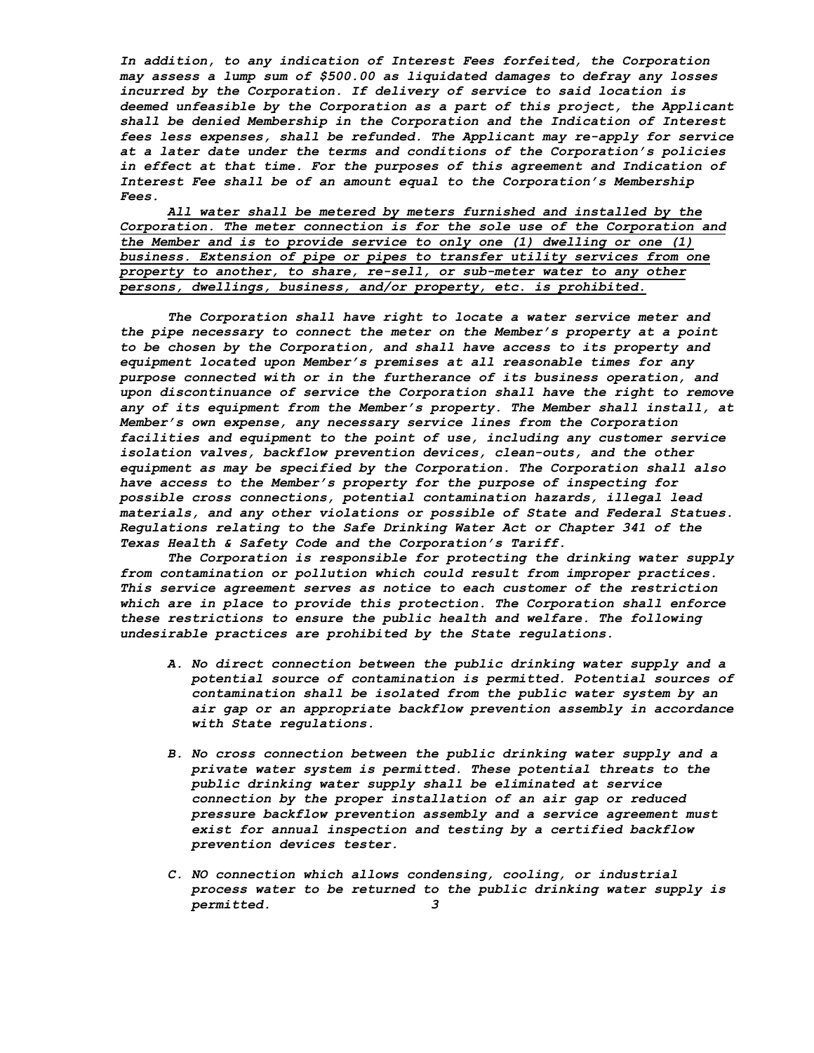*In addition, to any indication of Interest Fees forfeited, the Corporation may assess a lump sum of $500.00 as liquidated damages to defray any losses incurred by the Corporation. If delivery of service to said location is deemed unfeasible by the Corporation as a part of this project, the Applicant shall be denied Membership in the Corporation and the Indication of Interest fees less expenses, shall be refunded. The Applicant may re-apply for service at a later date under the terms and conditions of the Corporation's policies in effect at that time. For the purposes of this agreement and Indication of Interest Fee shall be of an amount equal to the Corporation's Membership Fees.*

<u>*All water shall be metered by meters furnished and installed by the Corporation. The meter connection is for the sole use of the Corporation and the Member and is to provide service to only one (1) dwelling or one (1) business. Extension of pipe or pipes to transfer utility services from one property to another, to share, re-sell, or sub-meter water to any other persons, dwellings, business, and/or property, etc. is prohibited.*</u>

*The Corporation shall have right to locate a water service meter and the pipe necessary to connect the meter on the Member's property at a point to be chosen by the Corporation, and shall have access to its property and equipment located upon Member's premises at all reasonable times for any purpose connected with or in the furtherance of its business operation, and upon discontinuance of service the Corporation shall have the right to remove any of its equipment from the Member's property. The Member shall install, at Member's own expense, any necessary service lines from the Corporation facilities and equipment to the point of use, including any customer service isolation valves, backflow prevention devices, clean-outs, and the other equipment as may be specified by the Corporation. The Corporation shall also have access to the Member's property for the purpose of inspecting for possible cross connections, potential contamination hazards, illegal lead materials, and any other violations or possible of State and Federal Statues. Regulations relating to the Safe Drinking Water Act or Chapter 341 of the Texas Health & Safety Code and the Corporation's Tariff.*

*The Corporation is responsible for protecting the drinking water supply from contamination or pollution which could result from improper practices. This service agreement serves as notice to each customer of the restriction which are in place to provide this protection. The Corporation shall enforce these restrictions to ensure the public health and welfare. The following undesirable practices are prohibited by the State regulations.*

*A. No direct connection between the public drinking water supply and a potential source of contamination is permitted. Potential sources of contamination shall be isolated from the public water system by an air gap or an appropriate backflow prevention assembly in accordance with State regulations.*

*B. No cross connection between the public drinking water supply and a private water system is permitted. These potential threats to the public drinking water supply shall be eliminated at service connection by the proper installation of an air gap or reduced pressure backflow prevention assembly and a service agreement must exist for annual inspection and testing by a certified backflow prevention devices tester.*

*C. NO connection which allows condensing, cooling, or industrial process water to be returned to the public drinking water supply is permitted.*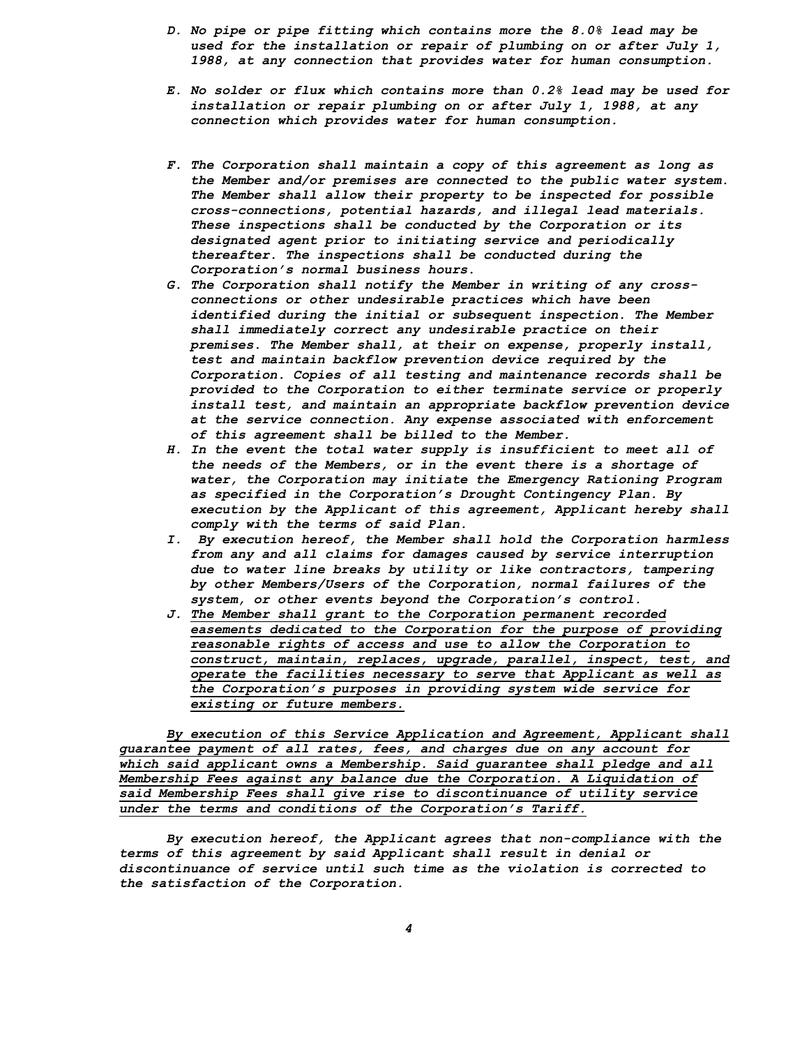*D. No pipe or pipe fitting which contains more the 8.0% lead may be used for the installation or repair of plumbing on or after July 1, 1988, at any connection that provides water for human consumption.*

*E. No solder or flux which contains more than 0.2% lead may be used for installation or repair plumbing on or after July 1, 1988, at any connection which provides water for human consumption.*

*F. The Corporation shall maintain a copy of this agreement as long as the Member and/or premises are connected to the public water system. The Member shall allow their property to be inspected for possible cross-connections, potential hazards, and illegal lead materials. These inspections shall be conducted by the Corporation or its designated agent prior to initiating service and periodically thereafter. The inspections shall be conducted during the Corporation's normal business hours.*

*G. The Corporation shall notify the Member in writing of any cross-connections or other undesirable practices which have been identified during the initial or subsequent inspection. The Member shall immediately correct any undesirable practice on their premises. The Member shall, at their on expense, properly install, test and maintain backflow prevention device required by the Corporation. Copies of all testing and maintenance records shall be provided to the Corporation to either terminate service or properly install test, and maintain an appropriate backflow prevention device at the service connection. Any expense associated with enforcement of this agreement shall be billed to the Member.*

*H. In the event the total water supply is insufficient to meet all of the needs of the Members, or in the event there is a shortage of water, the Corporation may initiate the Emergency Rationing Program as specified in the Corporation's Drought Contingency Plan. By execution by the Applicant of this agreement, Applicant hereby shall comply with the terms of said Plan.*

*I. By execution hereof, the Member shall hold the Corporation harmless from any and all claims for damages caused by service interruption due to water line breaks by utility or like contractors, tampering by other Members/Users of the Corporation, normal failures of the system, or other events beyond the Corporation's control.*

*J. <u>The Member shall grant to the Corporation permanent recorded easements dedicated to the Corporation for the purpose of providing reasonable rights of access and use to allow the Corporation to construct, maintain, replaces, upgrade, parallel, inspect, test, and operate the facilities necessary to serve that Applicant as well as the Corporation's purposes in providing system wide service for existing or future members.</u>*

*<u>By execution of this Service Application and Agreement, Applicant shall guarantee payment of all rates, fees, and charges due on any account for which said applicant owns a Membership. Said guarantee shall pledge and all Membership Fees against any balance due the Corporation. A Liquidation of said Membership Fees shall give rise to discontinuance of utility service under the terms and conditions of the Corporation's Tariff.</u>*

*By execution hereof, the Applicant agrees that non-compliance with the terms of this agreement by said Applicant shall result in denial or discontinuance of service until such time as the violation is corrected to the satisfaction of the Corporation.*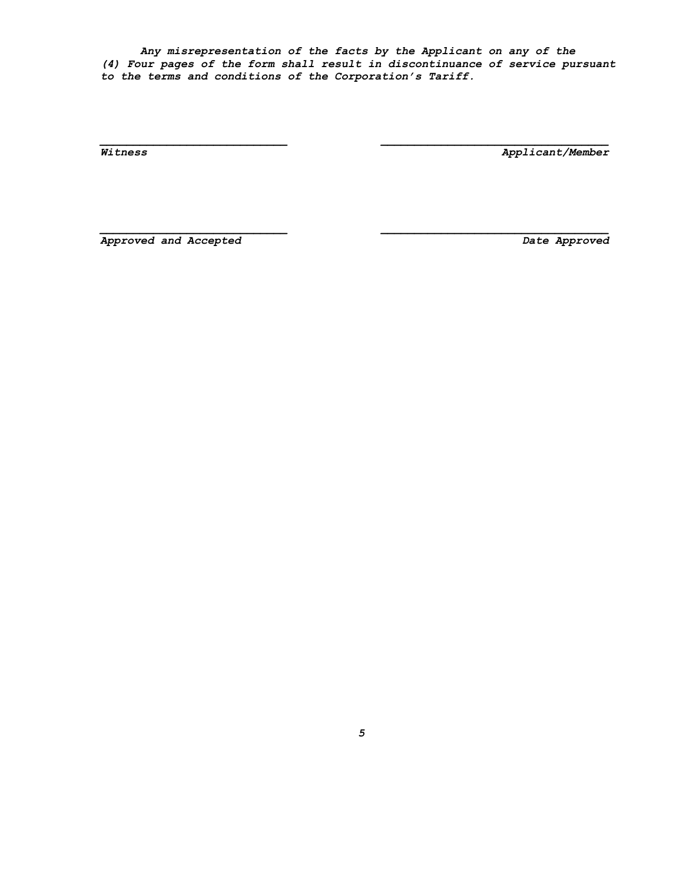*Any misrepresentation of the facts by the Applicant on any of the (4) Four pages of the form shall result in discontinuance of service pursuant to the terms and conditions of the Corporation's Tariff.*

| | |
|---|---|
| ___________________________ | _________________________________ |
| *Witness* | *Applicant/Member* |
| ___________________________ | _________________________________ |
| *Approved and Accepted* | *Date Approved* |